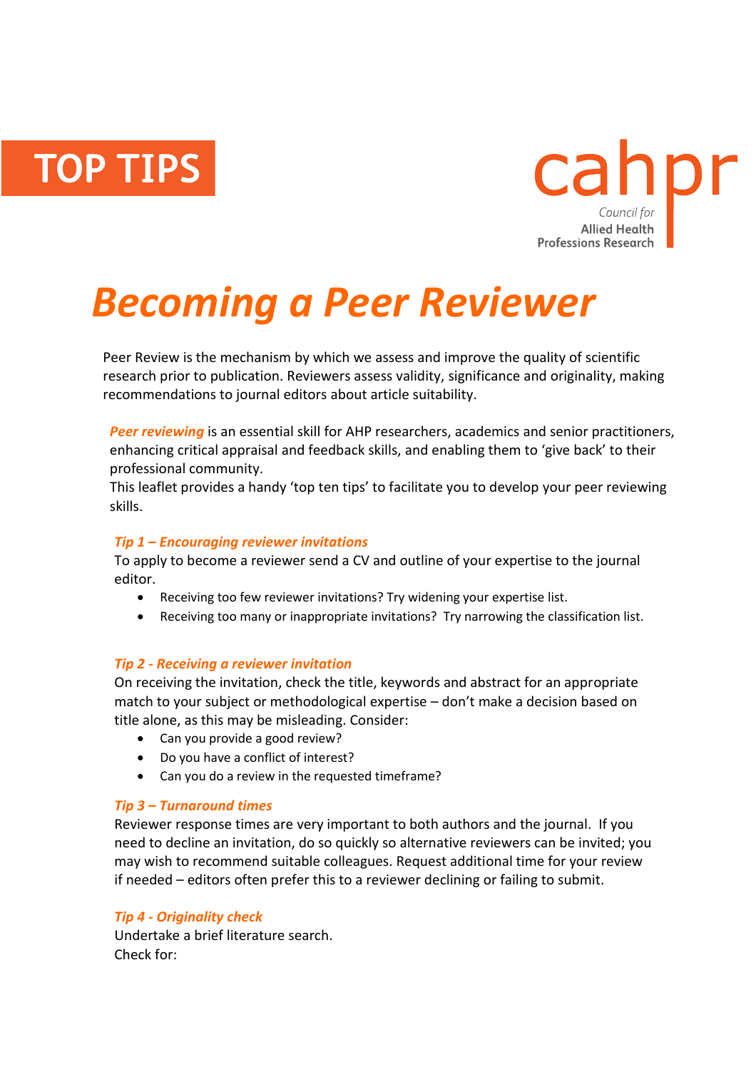TOP TIPS

cahpr
Council for
Allied Health
Professions Research

# Becoming a Peer Reviewer

Peer Review is the mechanism by which we assess and improve the quality of scientific research prior to publication. Reviewers assess validity, significance and originality, making recommendations to journal editors about article suitability.

***Peer reviewing*** is an essential skill for AHP researchers, academics and senior practitioners, enhancing critical appraisal and feedback skills, and enabling them to 'give back' to their professional community.
This leaflet provides a handy 'top ten tips' to facilitate you to develop your peer reviewing skills.

### *Tip 1 – Encouraging reviewer invitations*

To apply to become a reviewer send a CV and outline of your expertise to the journal editor.

- Receiving too few reviewer invitations? Try widening your expertise list.
- Receiving too many or inappropriate invitations? Try narrowing the classification list.

### *Tip 2 - Receiving a reviewer invitation*

On receiving the invitation, check the title, keywords and abstract for an appropriate match to your subject or methodological expertise – don't make a decision based on title alone, as this may be misleading. Consider:

- Can you provide a good review?
- Do you have a conflict of interest?
- Can you do a review in the requested timeframe?

### *Tip 3 – Turnaround times*

Reviewer response times are very important to both authors and the journal. If you need to decline an invitation, do so quickly so alternative reviewers can be invited; you may wish to recommend suitable colleagues. Request additional time for your review if needed – editors often prefer this to a reviewer declining or failing to submit.

### *Tip 4 - Originality check*

Undertake a brief literature search.
Check for: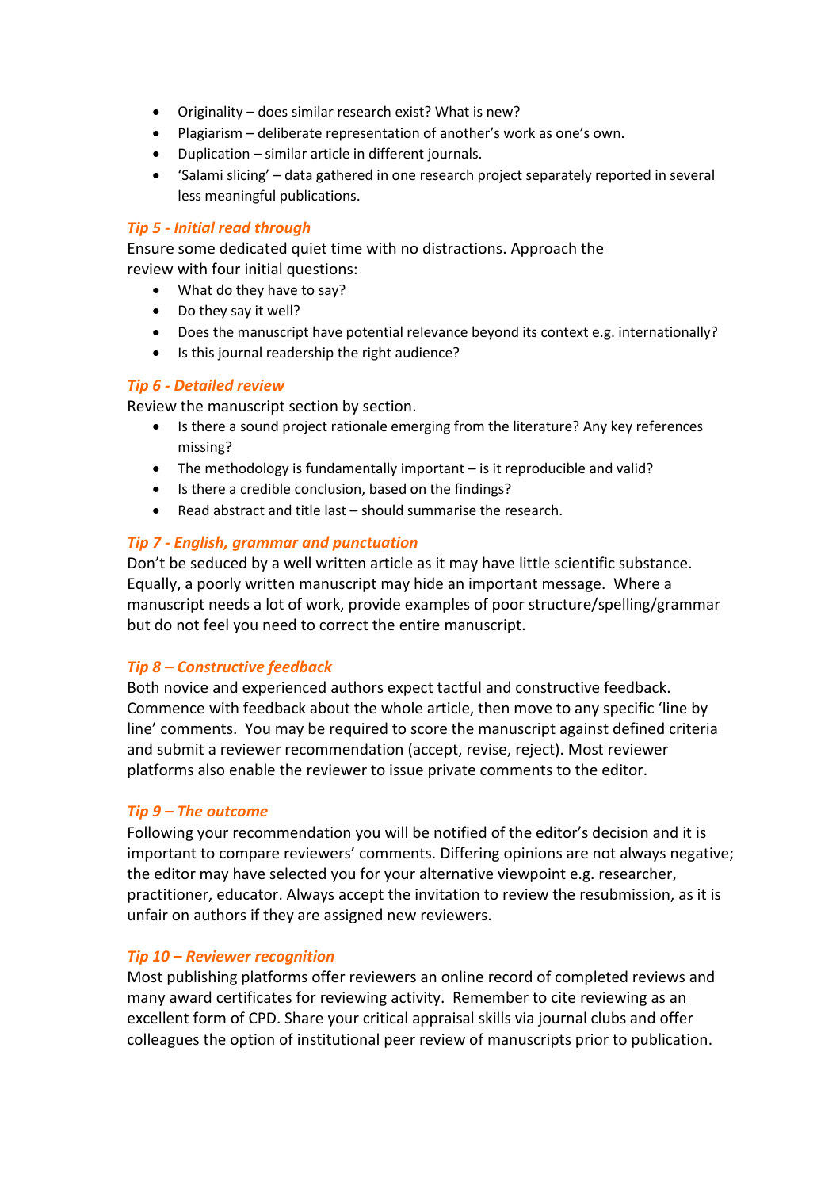- Originality – does similar research exist? What is new?
- Plagiarism – deliberate representation of another's work as one's own.
- Duplication – similar article in different journals.
- 'Salami slicing' – data gathered in one research project separately reported in several less meaningful publications.

### *Tip 5 - Initial read through*

Ensure some dedicated quiet time with no distractions. Approach the review with four initial questions:

- What do they have to say?
- Do they say it well?
- Does the manuscript have potential relevance beyond its context e.g. internationally?
- Is this journal readership the right audience?

### *Tip 6 - Detailed review*

Review the manuscript section by section.

- Is there a sound project rationale emerging from the literature? Any key references missing?
- The methodology is fundamentally important – is it reproducible and valid?
- Is there a credible conclusion, based on the findings?
- Read abstract and title last – should summarise the research.

### *Tip 7 - English, grammar and punctuation*

Don't be seduced by a well written article as it may have little scientific substance. Equally, a poorly written manuscript may hide an important message. Where a manuscript needs a lot of work, provide examples of poor structure/spelling/grammar but do not feel you need to correct the entire manuscript.

### *Tip 8 – Constructive feedback*

Both novice and experienced authors expect tactful and constructive feedback. Commence with feedback about the whole article, then move to any specific 'line by line' comments. You may be required to score the manuscript against defined criteria and submit a reviewer recommendation (accept, revise, reject). Most reviewer platforms also enable the reviewer to issue private comments to the editor.

### *Tip 9 – The outcome*

Following your recommendation you will be notified of the editor's decision and it is important to compare reviewers' comments. Differing opinions are not always negative; the editor may have selected you for your alternative viewpoint e.g. researcher, practitioner, educator. Always accept the invitation to review the resubmission, as it is unfair on authors if they are assigned new reviewers.

### *Tip 10 – Reviewer recognition*

Most publishing platforms offer reviewers an online record of completed reviews and many award certificates for reviewing activity. Remember to cite reviewing as an excellent form of CPD. Share your critical appraisal skills via journal clubs and offer colleagues the option of institutional peer review of manuscripts prior to publication.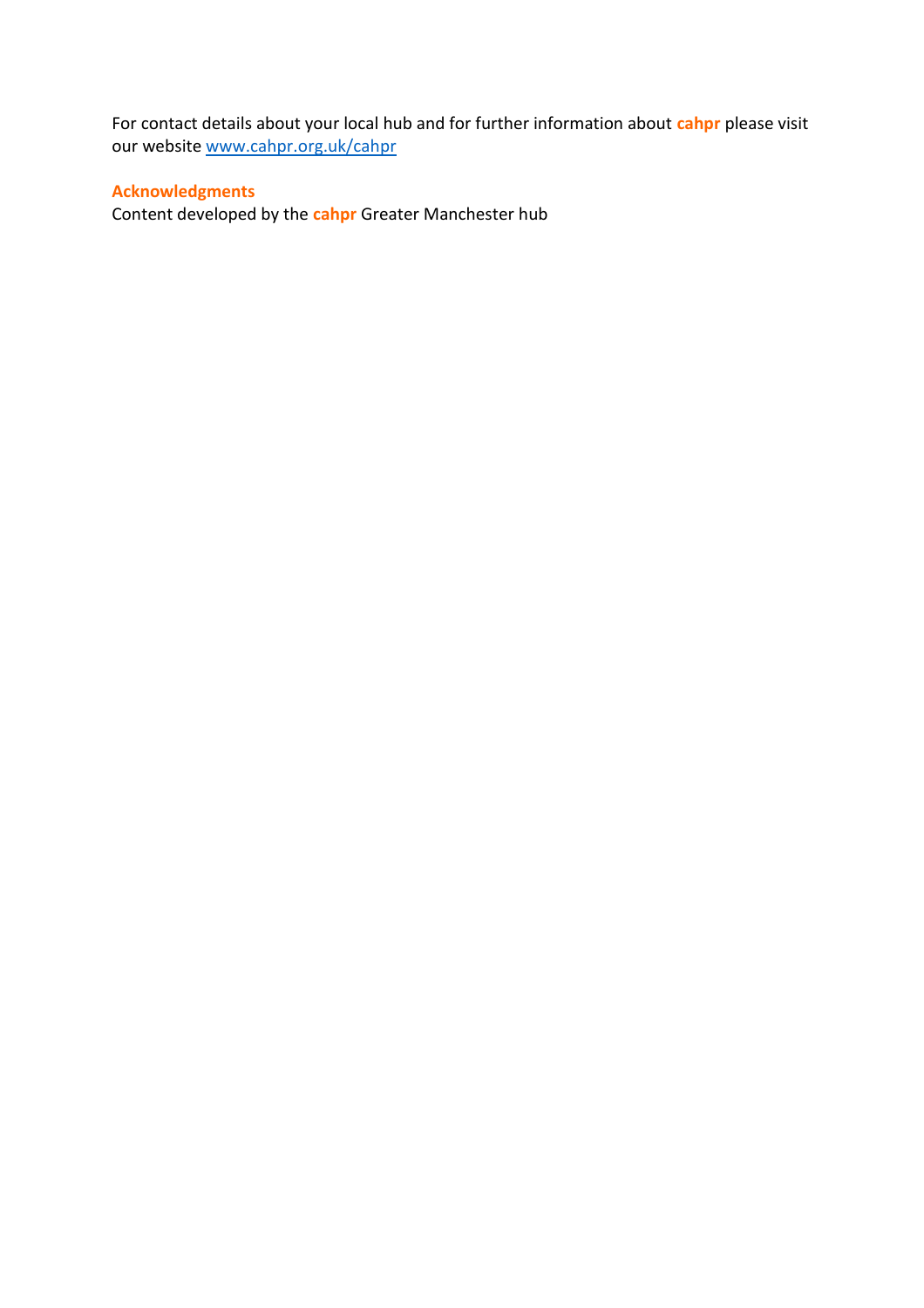For contact details about your local hub and for further information about **cahpr** please visit our website [www.cahpr.org.uk/cahpr](http://www.cahpr.org.uk/cahpr)

**Acknowledgments**

Content developed by the **cahpr** Greater Manchester hub